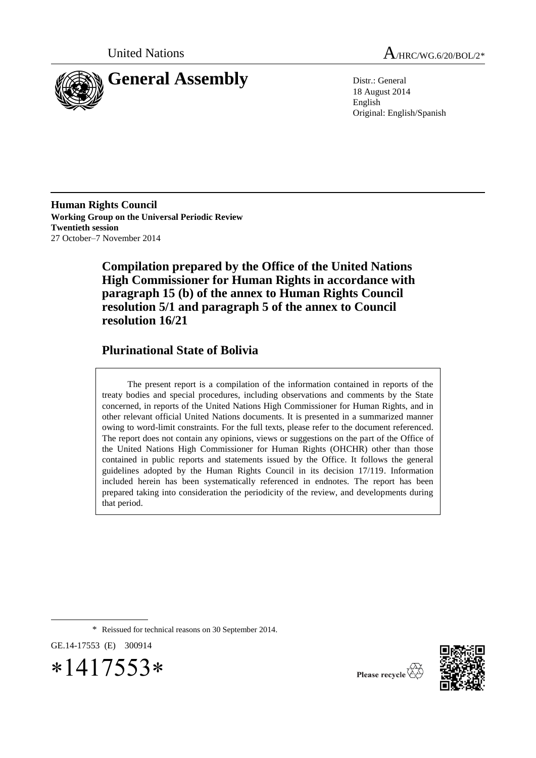United Nations A/HRC/WG.6/20/BOL/2*

# General Assembly

Distr.: General
18 August 2014
English
Original: English/Spanish

**Human Rights Council**
**Working Group on the Universal Periodic Review**
**Twentieth session**
27 October–7 November 2014

## Compilation prepared by the Office of the United Nations High Commissioner for Human Rights in accordance with paragraph 15 (b) of the annex to Human Rights Council resolution 5/1 and paragraph 5 of the annex to Council resolution 16/21

## Plurinational State of Bolivia

The present report is a compilation of the information contained in reports of the treaty bodies and special procedures, including observations and comments by the State concerned, in reports of the United Nations High Commissioner for Human Rights, and in other relevant official United Nations documents. It is presented in a summarized manner owing to word-limit constraints. For the full texts, please refer to the document referenced. The report does not contain any opinions, views or suggestions on the part of the Office of the United Nations High Commissioner for Human Rights (OHCHR) other than those contained in public reports and statements issued by the Office. It follows the general guidelines adopted by the Human Rights Council in its decision 17/119. Information included herein has been systematically referenced in endnotes. The report has been prepared taking into consideration the periodicity of the review, and developments during that period.

\* Reissued for technical reasons on 30 September 2014.

GE.14-17553 (E) 300914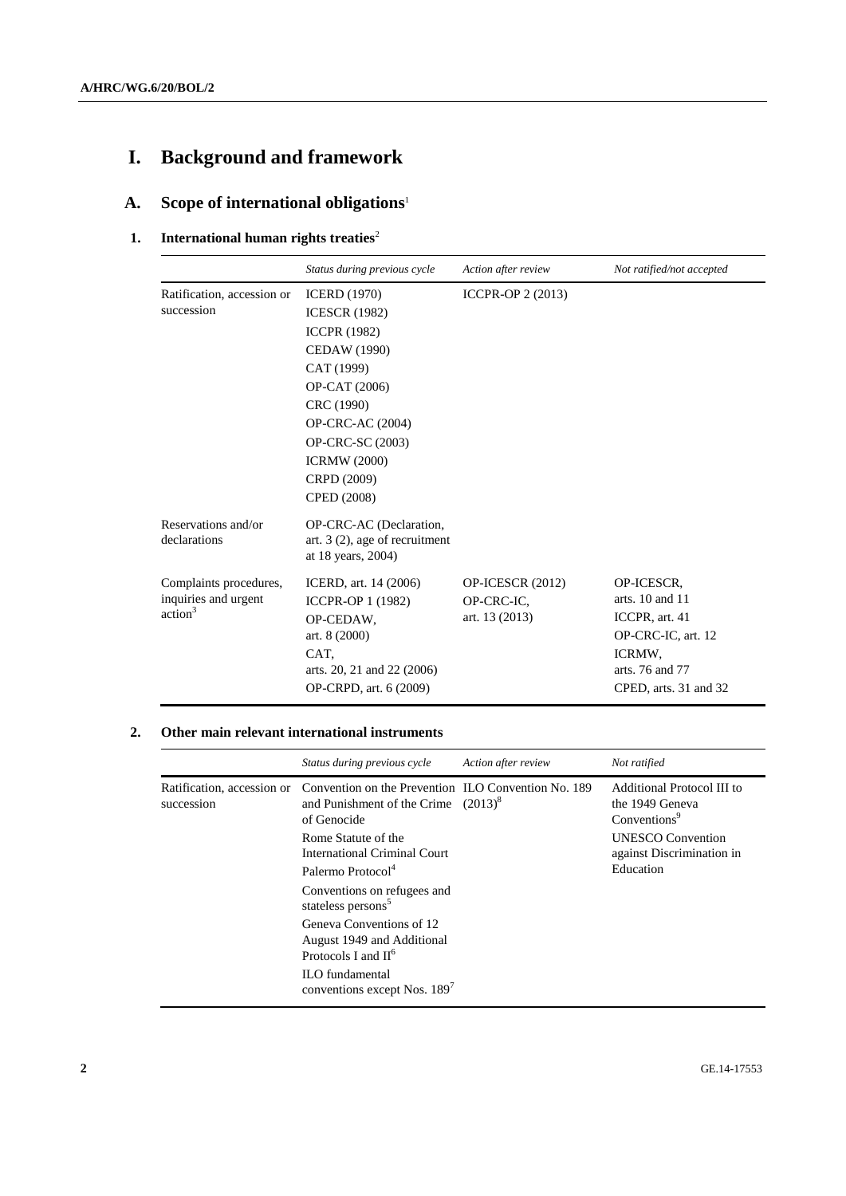# I. Background and framework

## A. Scope of international obligations[1]

### 1. International human rights treaties[2]

| | *Status during previous cycle* | *Action after review* | *Not ratified/not accepted* |
|---|---|---|---|
| Ratification, accession or succession | ICERD (1970)<br>ICESCR (1982)<br>ICCPR (1982)<br>CEDAW (1990)<br>CAT (1999)<br>OP-CAT (2006)<br>CRC (1990)<br>OP-CRC-AC (2004)<br>OP-CRC-SC (2003)<br>ICRMW (2000)<br>CRPD (2009)<br>CPED (2008) | ICCPR-OP 2 (2013) | |
| Reservations and/or declarations | OP-CRC-AC (Declaration, art. 3 (2), age of recruitment at 18 years, 2004) | | |
| Complaints procedures, inquiries and urgent action[3] | ICERD, art. 14 (2006)<br>ICCPR-OP 1 (1982)<br>OP-CEDAW, art. 8 (2000)<br>CAT, arts. 20, 21 and 22 (2006)<br>OP-CRPD, art. 6 (2009) | OP-ICESCR (2012)<br>OP-CRC-IC, art. 13 (2013) | OP-ICESCR, arts. 10 and 11<br>ICCPR, art. 41<br>OP-CRC-IC, art. 12<br>ICRMW, arts. 76 and 77<br>CPED, arts. 31 and 32 |

### 2. Other main relevant international instruments

| | *Status during previous cycle* | *Action after review* | *Not ratified* |
|---|---|---|---|
| Ratification, accession or succession | Convention on the Prevention and Punishment of the Crime of Genocide<br>Rome Statute of the International Criminal Court<br>Palermo Protocol[4]<br>Conventions on refugees and stateless persons[5]<br>Geneva Conventions of 12 August 1949 and Additional Protocols I and II[6]<br>ILO fundamental conventions except Nos. 189[7] | ILO Convention No. 189 (2013)[8] | Additional Protocol III to the 1949 Geneva Conventions[9]<br>UNESCO Convention against Discrimination in Education |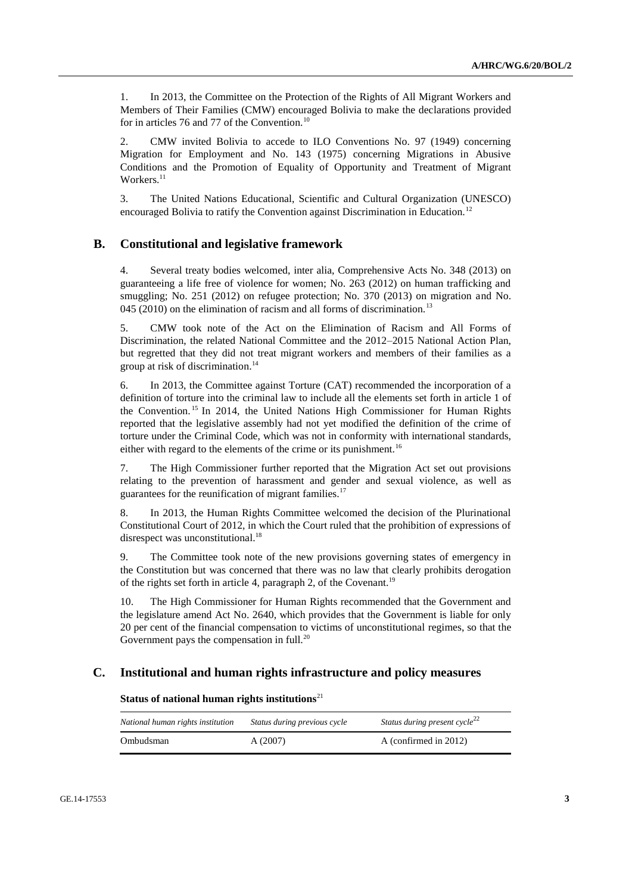1. In 2013, the Committee on the Protection of the Rights of All Migrant Workers and Members of Their Families (CMW) encouraged Bolivia to make the declarations provided for in articles 76 and 77 of the Convention.[10]

2. CMW invited Bolivia to accede to ILO Conventions No. 97 (1949) concerning Migration for Employment and No. 143 (1975) concerning Migrations in Abusive Conditions and the Promotion of Equality of Opportunity and Treatment of Migrant Workers.[11]

3. The United Nations Educational, Scientific and Cultural Organization (UNESCO) encouraged Bolivia to ratify the Convention against Discrimination in Education.[12]

## B. Constitutional and legislative framework

4. Several treaty bodies welcomed, inter alia, Comprehensive Acts No. 348 (2013) on guaranteeing a life free of violence for women; No. 263 (2012) on human trafficking and smuggling; No. 251 (2012) on refugee protection; No. 370 (2013) on migration and No. 045 (2010) on the elimination of racism and all forms of discrimination.[13]

5. CMW took note of the Act on the Elimination of Racism and All Forms of Discrimination, the related National Committee and the 2012–2015 National Action Plan, but regretted that they did not treat migrant workers and members of their families as a group at risk of discrimination.[14]

6. In 2013, the Committee against Torture (CAT) recommended the incorporation of a definition of torture into the criminal law to include all the elements set forth in article 1 of the Convention.[15] In 2014, the United Nations High Commissioner for Human Rights reported that the legislative assembly had not yet modified the definition of the crime of torture under the Criminal Code, which was not in conformity with international standards, either with regard to the elements of the crime or its punishment.[16]

7. The High Commissioner further reported that the Migration Act set out provisions relating to the prevention of harassment and gender and sexual violence, as well as guarantees for the reunification of migrant families.[17]

8. In 2013, the Human Rights Committee welcomed the decision of the Plurinational Constitutional Court of 2012, in which the Court ruled that the prohibition of expressions of disrespect was unconstitutional.[18]

9. The Committee took note of the new provisions governing states of emergency in the Constitution but was concerned that there was no law that clearly prohibits derogation of the rights set forth in article 4, paragraph 2, of the Covenant.[19]

10. The High Commissioner for Human Rights recommended that the Government and the legislature amend Act No. 2640, which provides that the Government is liable for only 20 per cent of the financial compensation to victims of unconstitutional regimes, so that the Government pays the compensation in full.[20]

## C. Institutional and human rights infrastructure and policy measures

**Status of national human rights institutions**[21]

| *National human rights institution* | *Status during previous cycle* | *Status during present cycle*[22] |
|---|---|---|
| Ombudsman | A (2007) | A (confirmed in 2012) |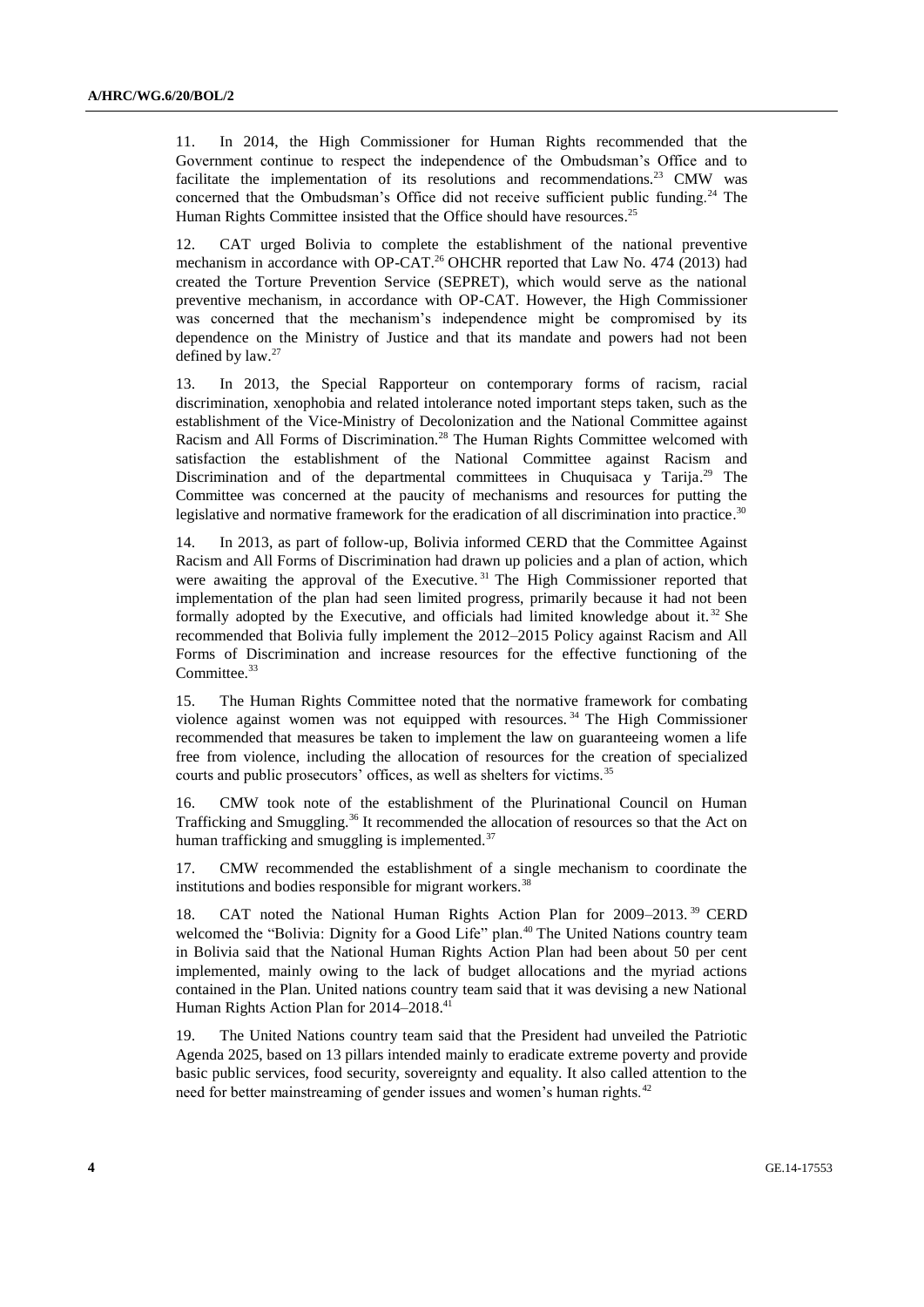11. In 2014, the High Commissioner for Human Rights recommended that the Government continue to respect the independence of the Ombudsman's Office and to facilitate the implementation of its resolutions and recommendations.[23] CMW was concerned that the Ombudsman's Office did not receive sufficient public funding.[24] The Human Rights Committee insisted that the Office should have resources.[25]

12. CAT urged Bolivia to complete the establishment of the national preventive mechanism in accordance with OP-CAT.[26] OHCHR reported that Law No. 474 (2013) had created the Torture Prevention Service (SEPRET), which would serve as the national preventive mechanism, in accordance with OP-CAT. However, the High Commissioner was concerned that the mechanism's independence might be compromised by its dependence on the Ministry of Justice and that its mandate and powers had not been defined by law.[27]

13. In 2013, the Special Rapporteur on contemporary forms of racism, racial discrimination, xenophobia and related intolerance noted important steps taken, such as the establishment of the Vice-Ministry of Decolonization and the National Committee against Racism and All Forms of Discrimination.[28] The Human Rights Committee welcomed with satisfaction the establishment of the National Committee against Racism and Discrimination and of the departmental committees in Chuquisaca y Tarija.[29] The Committee was concerned at the paucity of mechanisms and resources for putting the legislative and normative framework for the eradication of all discrimination into practice.[30]

14. In 2013, as part of follow-up, Bolivia informed CERD that the Committee Against Racism and All Forms of Discrimination had drawn up policies and a plan of action, which were awaiting the approval of the Executive.[31] The High Commissioner reported that implementation of the plan had seen limited progress, primarily because it had not been formally adopted by the Executive, and officials had limited knowledge about it.[32] She recommended that Bolivia fully implement the 2012–2015 Policy against Racism and All Forms of Discrimination and increase resources for the effective functioning of the Committee.[33]

15. The Human Rights Committee noted that the normative framework for combating violence against women was not equipped with resources.[34] The High Commissioner recommended that measures be taken to implement the law on guaranteeing women a life free from violence, including the allocation of resources for the creation of specialized courts and public prosecutors' offices, as well as shelters for victims.[35]

16. CMW took note of the establishment of the Plurinational Council on Human Trafficking and Smuggling.[36] It recommended the allocation of resources so that the Act on human trafficking and smuggling is implemented.[37]

17. CMW recommended the establishment of a single mechanism to coordinate the institutions and bodies responsible for migrant workers.[38]

18. CAT noted the National Human Rights Action Plan for 2009–2013.[39] CERD welcomed the "Bolivia: Dignity for a Good Life" plan.[40] The United Nations country team in Bolivia said that the National Human Rights Action Plan had been about 50 per cent implemented, mainly owing to the lack of budget allocations and the myriad actions contained in the Plan. United nations country team said that it was devising a new National Human Rights Action Plan for 2014–2018.[41]

19. The United Nations country team said that the President had unveiled the Patriotic Agenda 2025, based on 13 pillars intended mainly to eradicate extreme poverty and provide basic public services, food security, sovereignty and equality. It also called attention to the need for better mainstreaming of gender issues and women's human rights.[42]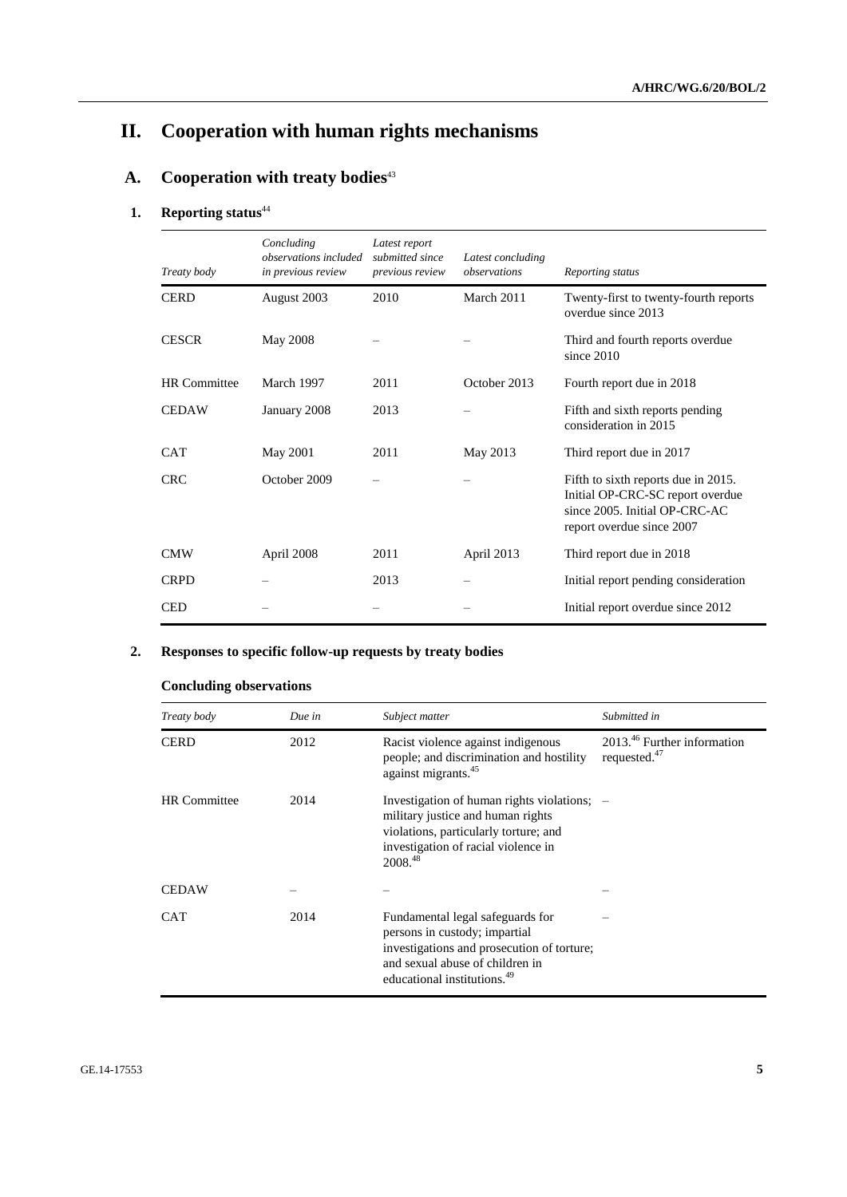# II. Cooperation with human rights mechanisms

## A. Cooperation with treaty bodies[43]

### 1. Reporting status[44]

| *Treaty body* | *Concluding observations included in previous review* | *Latest report submitted since previous review* | *Latest concluding observations* | *Reporting status* |
|---|---|---|---|---|
| CERD | August 2003 | 2010 | March 2011 | Twenty-first to twenty-fourth reports overdue since 2013 |
| CESCR | May 2008 | – | – | Third and fourth reports overdue since 2010 |
| HR Committee | March 1997 | 2011 | October 2013 | Fourth report due in 2018 |
| CEDAW | January 2008 | 2013 | – | Fifth and sixth reports pending consideration in 2015 |
| CAT | May 2001 | 2011 | May 2013 | Third report due in 2017 |
| CRC | October 2009 | – | – | Fifth to sixth reports due in 2015. Initial OP-CRC-SC report overdue since 2005. Initial OP-CRC-AC report overdue since 2007 |
| CMW | April 2008 | 2011 | April 2013 | Third report due in 2018 |
| CRPD | – | 2013 | – | Initial report pending consideration |
| CED | – | – | – | Initial report overdue since 2012 |

### 2. Responses to specific follow-up requests by treaty bodies

#### Concluding observations

| *Treaty body* | *Due in* | *Subject matter* | *Submitted in* |
|---|---|---|---|
| CERD | 2012 | Racist violence against indigenous people; and discrimination and hostility against migrants.[45] | 2013.[46] Further information requested.[47] |
| HR Committee | 2014 | Investigation of human rights violations; military justice and human rights violations, particularly torture; and investigation of racial violence in 2008.[48] | – |
| CEDAW | – | – | – |
| CAT | 2014 | Fundamental legal safeguards for persons in custody; impartial investigations and prosecution of torture; and sexual abuse of children in educational institutions.[49] | – |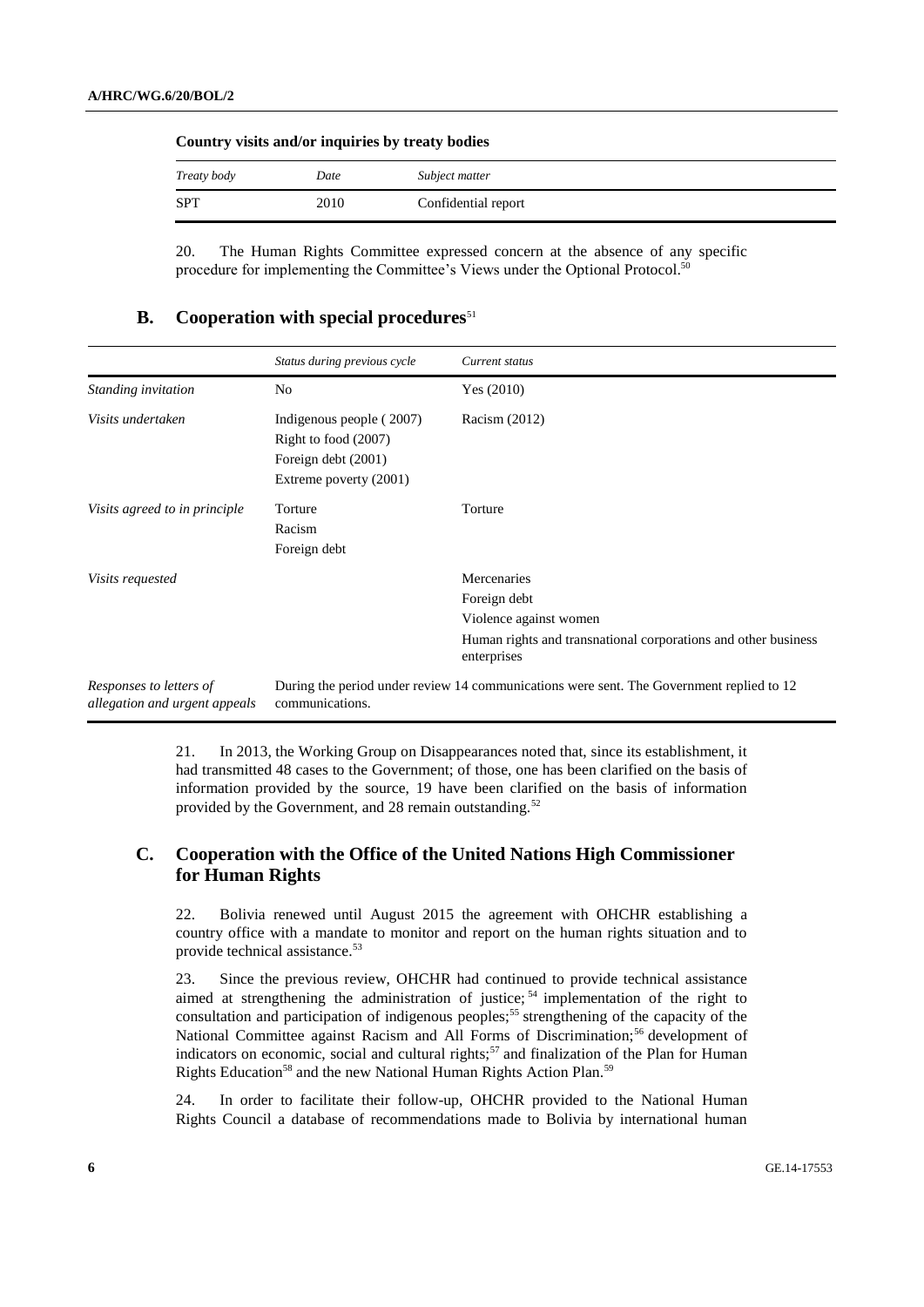**Country visits and/or inquiries by treaty bodies**

| *Treaty body* | *Date* | *Subject matter* |
|---|---|---|
| SPT | 2010 | Confidential report |

20. The Human Rights Committee expressed concern at the absence of any specific procedure for implementing the Committee's Views under the Optional Protocol.[50]

## B. Cooperation with special procedures[51]

| | *Status during previous cycle* | *Current status* |
|---|---|---|
| *Standing invitation* | No | Yes (2010) |
| *Visits undertaken* | Indigenous people ( 2007)<br>Right to food (2007)<br>Foreign debt (2001)<br>Extreme poverty (2001) | Racism (2012) |
| *Visits agreed to in principle* | Torture<br>Racism<br>Foreign debt | Torture |
| *Visits requested* | | Mercenaries<br>Foreign debt<br>Violence against women<br>Human rights and transnational corporations and other business enterprises |
| *Responses to letters of allegation and urgent appeals* | During the period under review 14 communications were sent. The Government replied to 12 communications. | |

21. In 2013, the Working Group on Disappearances noted that, since its establishment, it had transmitted 48 cases to the Government; of those, one has been clarified on the basis of information provided by the source, 19 have been clarified on the basis of information provided by the Government, and 28 remain outstanding.[52]

## C. Cooperation with the Office of the United Nations High Commissioner for Human Rights

22. Bolivia renewed until August 2015 the agreement with OHCHR establishing a country office with a mandate to monitor and report on the human rights situation and to provide technical assistance.[53]

23. Since the previous review, OHCHR had continued to provide technical assistance aimed at strengthening the administration of justice;[54] implementation of the right to consultation and participation of indigenous peoples;[55] strengthening of the capacity of the National Committee against Racism and All Forms of Discrimination;[56] development of indicators on economic, social and cultural rights;[57] and finalization of the Plan for Human Rights Education[58] and the new National Human Rights Action Plan.[59]

24. In order to facilitate their follow-up, OHCHR provided to the National Human Rights Council a database of recommendations made to Bolivia by international human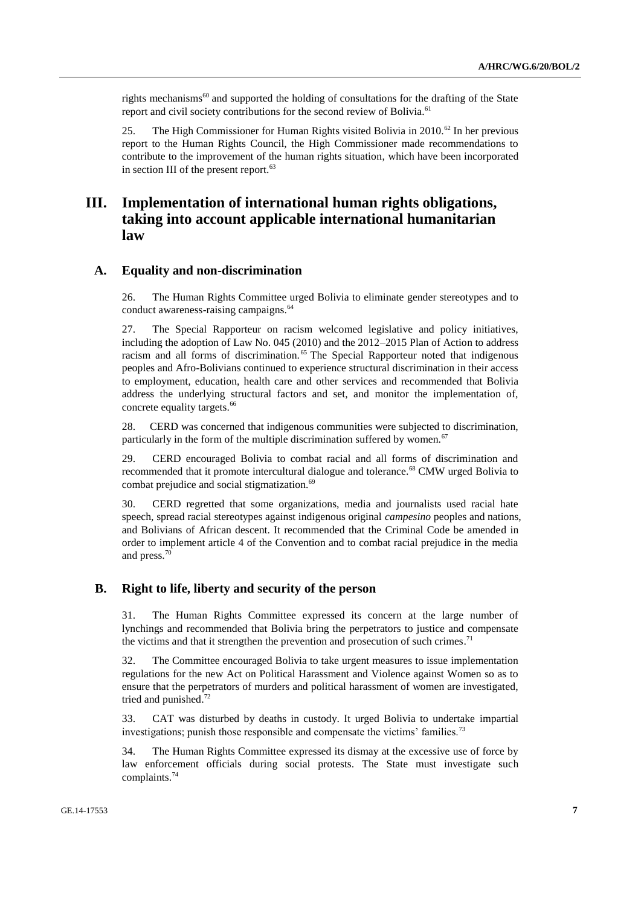rights mechanisms[60] and supported the holding of consultations for the drafting of the State report and civil society contributions for the second review of Bolivia.[61]

25. The High Commissioner for Human Rights visited Bolivia in 2010.[62] In her previous report to the Human Rights Council, the High Commissioner made recommendations to contribute to the improvement of the human rights situation, which have been incorporated in section III of the present report.[63]

# III. Implementation of international human rights obligations, taking into account applicable international humanitarian law

## A. Equality and non-discrimination

26. The Human Rights Committee urged Bolivia to eliminate gender stereotypes and to conduct awareness-raising campaigns.[64]

27. The Special Rapporteur on racism welcomed legislative and policy initiatives, including the adoption of Law No. 045 (2010) and the 2012–2015 Plan of Action to address racism and all forms of discrimination.[65] The Special Rapporteur noted that indigenous peoples and Afro-Bolivians continued to experience structural discrimination in their access to employment, education, health care and other services and recommended that Bolivia address the underlying structural factors and set, and monitor the implementation of, concrete equality targets.[66]

28. CERD was concerned that indigenous communities were subjected to discrimination, particularly in the form of the multiple discrimination suffered by women.[67]

29. CERD encouraged Bolivia to combat racial and all forms of discrimination and recommended that it promote intercultural dialogue and tolerance.[68] CMW urged Bolivia to combat prejudice and social stigmatization.[69]

30. CERD regretted that some organizations, media and journalists used racial hate speech, spread racial stereotypes against indigenous original *campesino* peoples and nations, and Bolivians of African descent. It recommended that the Criminal Code be amended in order to implement article 4 of the Convention and to combat racial prejudice in the media and press.[70]

## B. Right to life, liberty and security of the person

31. The Human Rights Committee expressed its concern at the large number of lynchings and recommended that Bolivia bring the perpetrators to justice and compensate the victims and that it strengthen the prevention and prosecution of such crimes.[71]

32. The Committee encouraged Bolivia to take urgent measures to issue implementation regulations for the new Act on Political Harassment and Violence against Women so as to ensure that the perpetrators of murders and political harassment of women are investigated, tried and punished.[72]

33. CAT was disturbed by deaths in custody. It urged Bolivia to undertake impartial investigations; punish those responsible and compensate the victims' families.[73]

34. The Human Rights Committee expressed its dismay at the excessive use of force by law enforcement officials during social protests. The State must investigate such complaints.[74]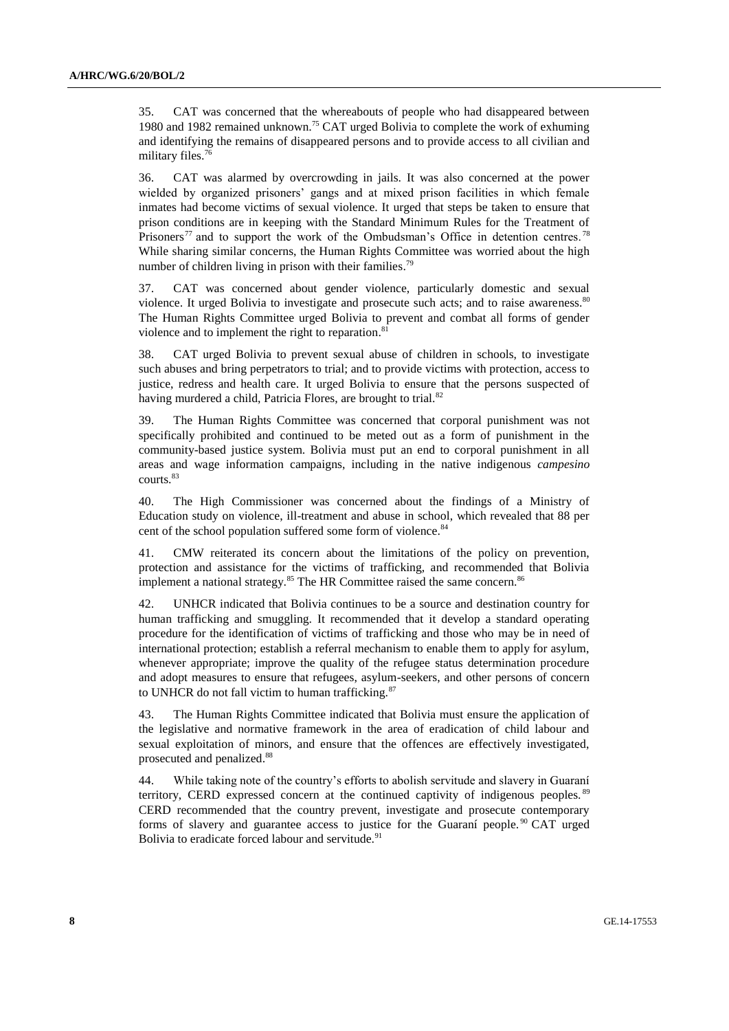35. CAT was concerned that the whereabouts of people who had disappeared between 1980 and 1982 remained unknown.[75] CAT urged Bolivia to complete the work of exhuming and identifying the remains of disappeared persons and to provide access to all civilian and military files.[76]

36. CAT was alarmed by overcrowding in jails. It was also concerned at the power wielded by organized prisoners' gangs and at mixed prison facilities in which female inmates had become victims of sexual violence. It urged that steps be taken to ensure that prison conditions are in keeping with the Standard Minimum Rules for the Treatment of Prisoners[77] and to support the work of the Ombudsman's Office in detention centres.[78] While sharing similar concerns, the Human Rights Committee was worried about the high number of children living in prison with their families.[79]

37. CAT was concerned about gender violence, particularly domestic and sexual violence. It urged Bolivia to investigate and prosecute such acts; and to raise awareness.[80] The Human Rights Committee urged Bolivia to prevent and combat all forms of gender violence and to implement the right to reparation.[81]

38. CAT urged Bolivia to prevent sexual abuse of children in schools, to investigate such abuses and bring perpetrators to trial; and to provide victims with protection, access to justice, redress and health care. It urged Bolivia to ensure that the persons suspected of having murdered a child, Patricia Flores, are brought to trial.[82]

39. The Human Rights Committee was concerned that corporal punishment was not specifically prohibited and continued to be meted out as a form of punishment in the community-based justice system. Bolivia must put an end to corporal punishment in all areas and wage information campaigns, including in the native indigenous *campesino* courts.[83]

40. The High Commissioner was concerned about the findings of a Ministry of Education study on violence, ill-treatment and abuse in school, which revealed that 88 per cent of the school population suffered some form of violence.[84]

41. CMW reiterated its concern about the limitations of the policy on prevention, protection and assistance for the victims of trafficking, and recommended that Bolivia implement a national strategy.[85] The HR Committee raised the same concern.[86]

42. UNHCR indicated that Bolivia continues to be a source and destination country for human trafficking and smuggling. It recommended that it develop a standard operating procedure for the identification of victims of trafficking and those who may be in need of international protection; establish a referral mechanism to enable them to apply for asylum, whenever appropriate; improve the quality of the refugee status determination procedure and adopt measures to ensure that refugees, asylum-seekers, and other persons of concern to UNHCR do not fall victim to human trafficking.[87]

43. The Human Rights Committee indicated that Bolivia must ensure the application of the legislative and normative framework in the area of eradication of child labour and sexual exploitation of minors, and ensure that the offences are effectively investigated, prosecuted and penalized.[88]

44. While taking note of the country's efforts to abolish servitude and slavery in Guaraní territory, CERD expressed concern at the continued captivity of indigenous peoples.[89] CERD recommended that the country prevent, investigate and prosecute contemporary forms of slavery and guarantee access to justice for the Guaraní people.[90] CAT urged Bolivia to eradicate forced labour and servitude.[91]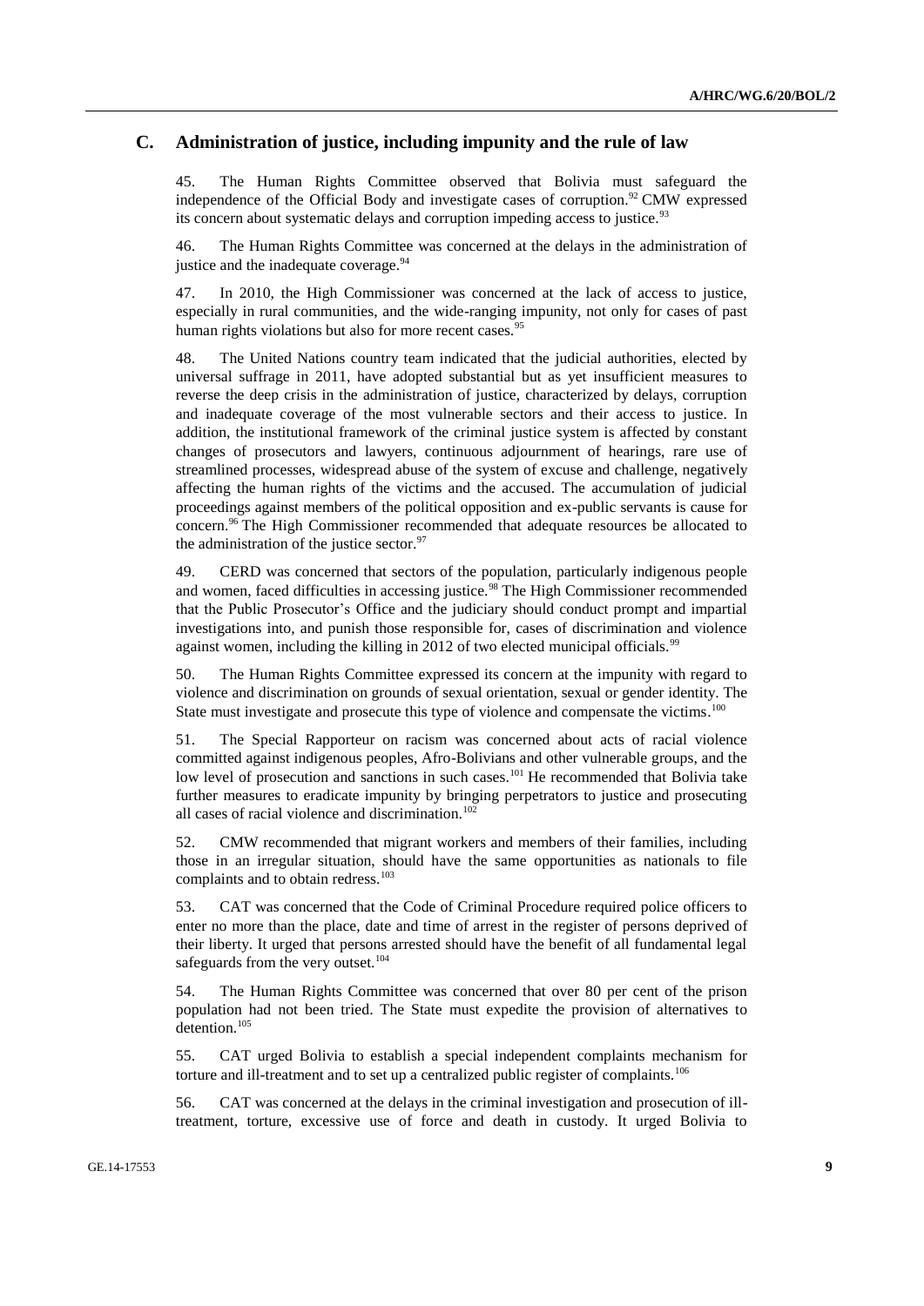## C. Administration of justice, including impunity and the rule of law

45. The Human Rights Committee observed that Bolivia must safeguard the independence of the Official Body and investigate cases of corruption.[92] CMW expressed its concern about systematic delays and corruption impeding access to justice.[93]

46. The Human Rights Committee was concerned at the delays in the administration of justice and the inadequate coverage.[94]

47. In 2010, the High Commissioner was concerned at the lack of access to justice, especially in rural communities, and the wide-ranging impunity, not only for cases of past human rights violations but also for more recent cases.[95]

48. The United Nations country team indicated that the judicial authorities, elected by universal suffrage in 2011, have adopted substantial but as yet insufficient measures to reverse the deep crisis in the administration of justice, characterized by delays, corruption and inadequate coverage of the most vulnerable sectors and their access to justice. In addition, the institutional framework of the criminal justice system is affected by constant changes of prosecutors and lawyers, continuous adjournment of hearings, rare use of streamlined processes, widespread abuse of the system of excuse and challenge, negatively affecting the human rights of the victims and the accused. The accumulation of judicial proceedings against members of the political opposition and ex-public servants is cause for concern.[96] The High Commissioner recommended that adequate resources be allocated to the administration of the justice sector.[97]

49. CERD was concerned that sectors of the population, particularly indigenous people and women, faced difficulties in accessing justice.[98] The High Commissioner recommended that the Public Prosecutor's Office and the judiciary should conduct prompt and impartial investigations into, and punish those responsible for, cases of discrimination and violence against women, including the killing in 2012 of two elected municipal officials.[99]

50. The Human Rights Committee expressed its concern at the impunity with regard to violence and discrimination on grounds of sexual orientation, sexual or gender identity. The State must investigate and prosecute this type of violence and compensate the victims.[100]

51. The Special Rapporteur on racism was concerned about acts of racial violence committed against indigenous peoples, Afro-Bolivians and other vulnerable groups, and the low level of prosecution and sanctions in such cases.[101] He recommended that Bolivia take further measures to eradicate impunity by bringing perpetrators to justice and prosecuting all cases of racial violence and discrimination.[102]

52. CMW recommended that migrant workers and members of their families, including those in an irregular situation, should have the same opportunities as nationals to file complaints and to obtain redress.[103]

53. CAT was concerned that the Code of Criminal Procedure required police officers to enter no more than the place, date and time of arrest in the register of persons deprived of their liberty. It urged that persons arrested should have the benefit of all fundamental legal safeguards from the very outset.[104]

54. The Human Rights Committee was concerned that over 80 per cent of the prison population had not been tried. The State must expedite the provision of alternatives to detention.[105]

55. CAT urged Bolivia to establish a special independent complaints mechanism for torture and ill-treatment and to set up a centralized public register of complaints.[106]

56. CAT was concerned at the delays in the criminal investigation and prosecution of ill-treatment, torture, excessive use of force and death in custody. It urged Bolivia to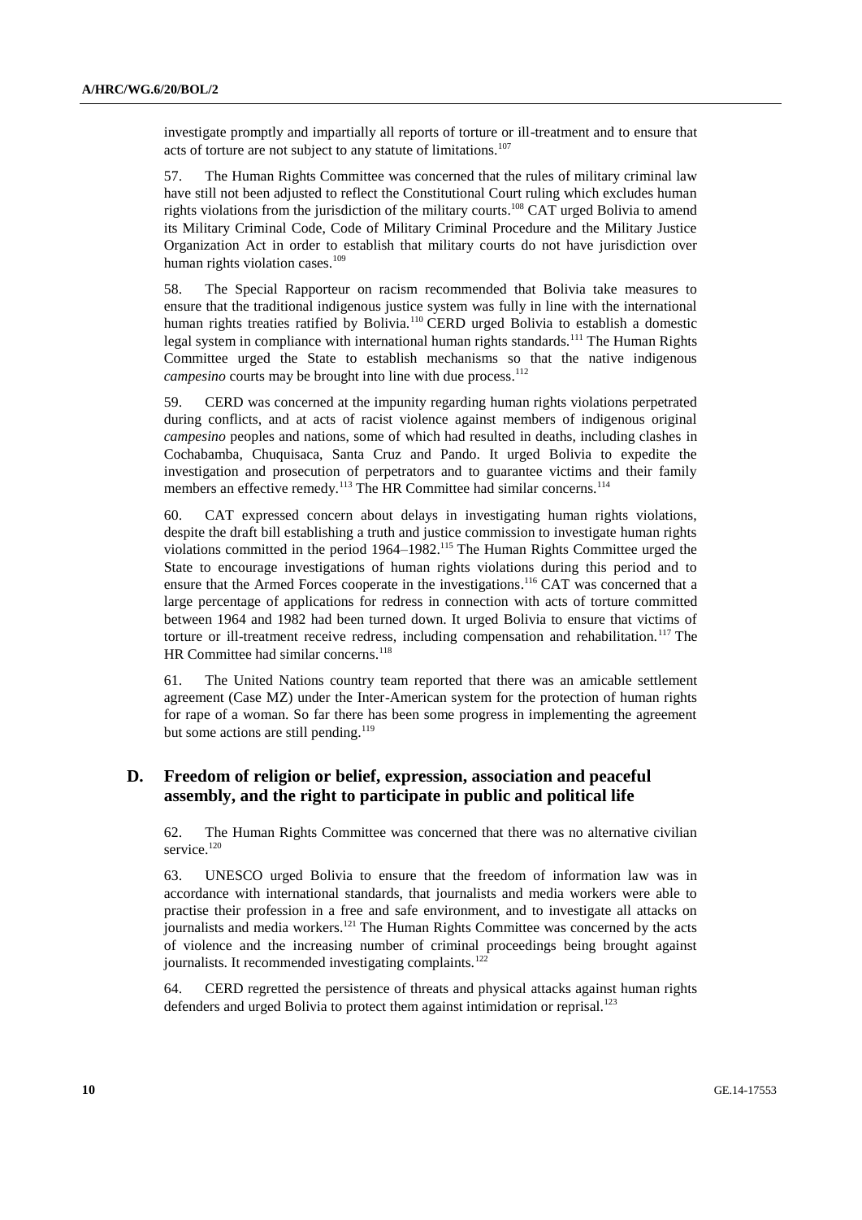investigate promptly and impartially all reports of torture or ill-treatment and to ensure that acts of torture are not subject to any statute of limitations.[107]

57. The Human Rights Committee was concerned that the rules of military criminal law have still not been adjusted to reflect the Constitutional Court ruling which excludes human rights violations from the jurisdiction of the military courts.[108] CAT urged Bolivia to amend its Military Criminal Code, Code of Military Criminal Procedure and the Military Justice Organization Act in order to establish that military courts do not have jurisdiction over human rights violation cases.[109]

58. The Special Rapporteur on racism recommended that Bolivia take measures to ensure that the traditional indigenous justice system was fully in line with the international human rights treaties ratified by Bolivia.[110] CERD urged Bolivia to establish a domestic legal system in compliance with international human rights standards.[111] The Human Rights Committee urged the State to establish mechanisms so that the native indigenous *campesino* courts may be brought into line with due process.[112]

59. CERD was concerned at the impunity regarding human rights violations perpetrated during conflicts, and at acts of racist violence against members of indigenous original *campesino* peoples and nations, some of which had resulted in deaths, including clashes in Cochabamba, Chuquisaca, Santa Cruz and Pando. It urged Bolivia to expedite the investigation and prosecution of perpetrators and to guarantee victims and their family members an effective remedy.[113] The HR Committee had similar concerns.[114]

60. CAT expressed concern about delays in investigating human rights violations, despite the draft bill establishing a truth and justice commission to investigate human rights violations committed in the period 1964–1982.[115] The Human Rights Committee urged the State to encourage investigations of human rights violations during this period and to ensure that the Armed Forces cooperate in the investigations.[116] CAT was concerned that a large percentage of applications for redress in connection with acts of torture committed between 1964 and 1982 had been turned down. It urged Bolivia to ensure that victims of torture or ill-treatment receive redress, including compensation and rehabilitation.[117] The HR Committee had similar concerns.[118]

61. The United Nations country team reported that there was an amicable settlement agreement (Case MZ) under the Inter-American system for the protection of human rights for rape of a woman. So far there has been some progress in implementing the agreement but some actions are still pending.[119]

## D. Freedom of religion or belief, expression, association and peaceful assembly, and the right to participate in public and political life

62. The Human Rights Committee was concerned that there was no alternative civilian service.[120]

63. UNESCO urged Bolivia to ensure that the freedom of information law was in accordance with international standards, that journalists and media workers were able to practise their profession in a free and safe environment, and to investigate all attacks on journalists and media workers.[121] The Human Rights Committee was concerned by the acts of violence and the increasing number of criminal proceedings being brought against journalists. It recommended investigating complaints.[122]

64. CERD regretted the persistence of threats and physical attacks against human rights defenders and urged Bolivia to protect them against intimidation or reprisal.[123]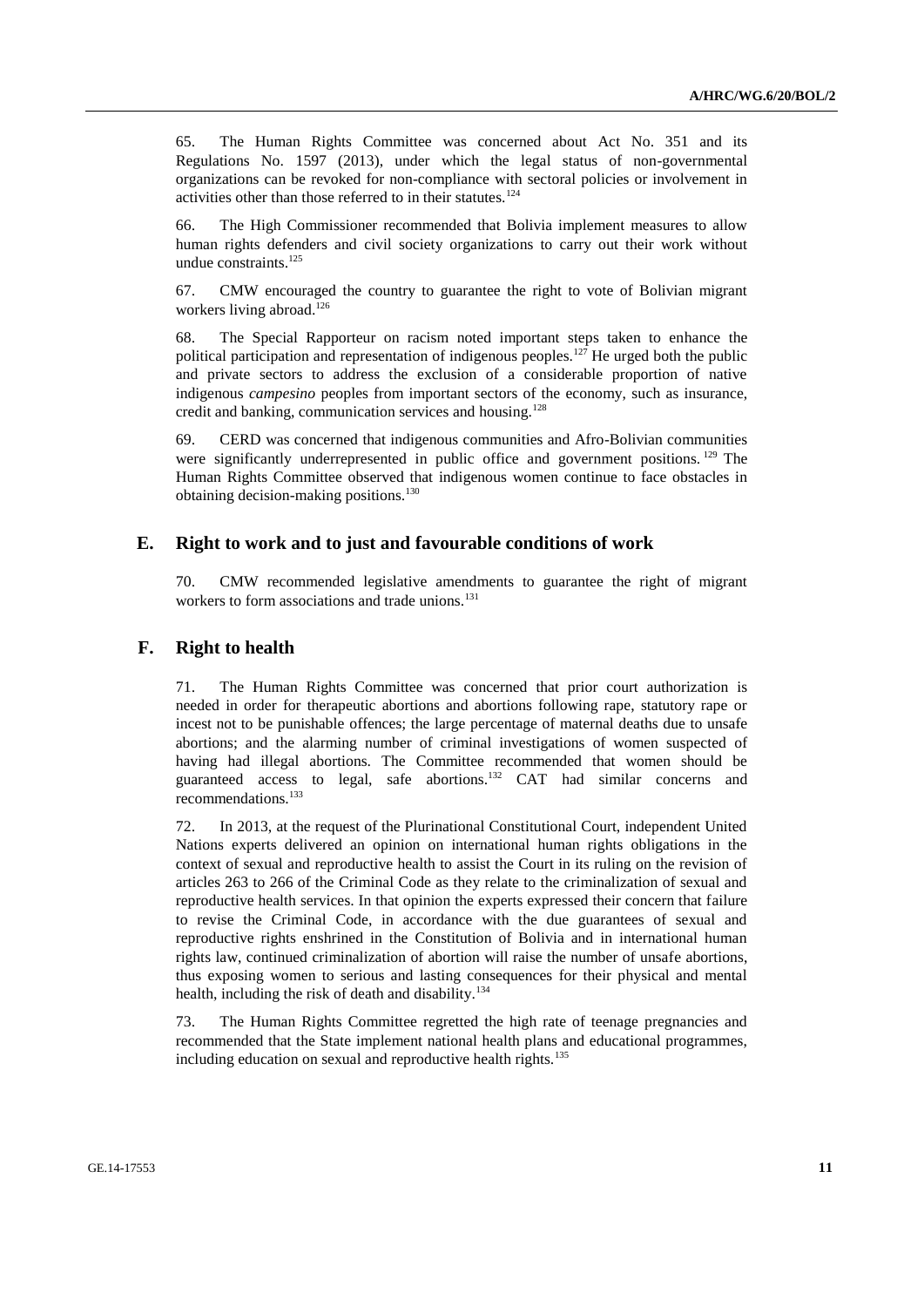65. The Human Rights Committee was concerned about Act No. 351 and its Regulations No. 1597 (2013), under which the legal status of non-governmental organizations can be revoked for non-compliance with sectoral policies or involvement in activities other than those referred to in their statutes.[124]

66. The High Commissioner recommended that Bolivia implement measures to allow human rights defenders and civil society organizations to carry out their work without undue constraints.[125]

67. CMW encouraged the country to guarantee the right to vote of Bolivian migrant workers living abroad.[126]

68. The Special Rapporteur on racism noted important steps taken to enhance the political participation and representation of indigenous peoples.[127] He urged both the public and private sectors to address the exclusion of a considerable proportion of native indigenous *campesino* peoples from important sectors of the economy, such as insurance, credit and banking, communication services and housing.[128]

69. CERD was concerned that indigenous communities and Afro-Bolivian communities were significantly underrepresented in public office and government positions.[129] The Human Rights Committee observed that indigenous women continue to face obstacles in obtaining decision-making positions.[130]

## E. Right to work and to just and favourable conditions of work

70. CMW recommended legislative amendments to guarantee the right of migrant workers to form associations and trade unions.[131]

## F. Right to health

71. The Human Rights Committee was concerned that prior court authorization is needed in order for therapeutic abortions and abortions following rape, statutory rape or incest not to be punishable offences; the large percentage of maternal deaths due to unsafe abortions; and the alarming number of criminal investigations of women suspected of having had illegal abortions. The Committee recommended that women should be guaranteed access to legal, safe abortions.[132] CAT had similar concerns and recommendations.[133]

72. In 2013, at the request of the Plurinational Constitutional Court, independent United Nations experts delivered an opinion on international human rights obligations in the context of sexual and reproductive health to assist the Court in its ruling on the revision of articles 263 to 266 of the Criminal Code as they relate to the criminalization of sexual and reproductive health services. In that opinion the experts expressed their concern that failure to revise the Criminal Code, in accordance with the due guarantees of sexual and reproductive rights enshrined in the Constitution of Bolivia and in international human rights law, continued criminalization of abortion will raise the number of unsafe abortions, thus exposing women to serious and lasting consequences for their physical and mental health, including the risk of death and disability.[134]

73. The Human Rights Committee regretted the high rate of teenage pregnancies and recommended that the State implement national health plans and educational programmes, including education on sexual and reproductive health rights.[135]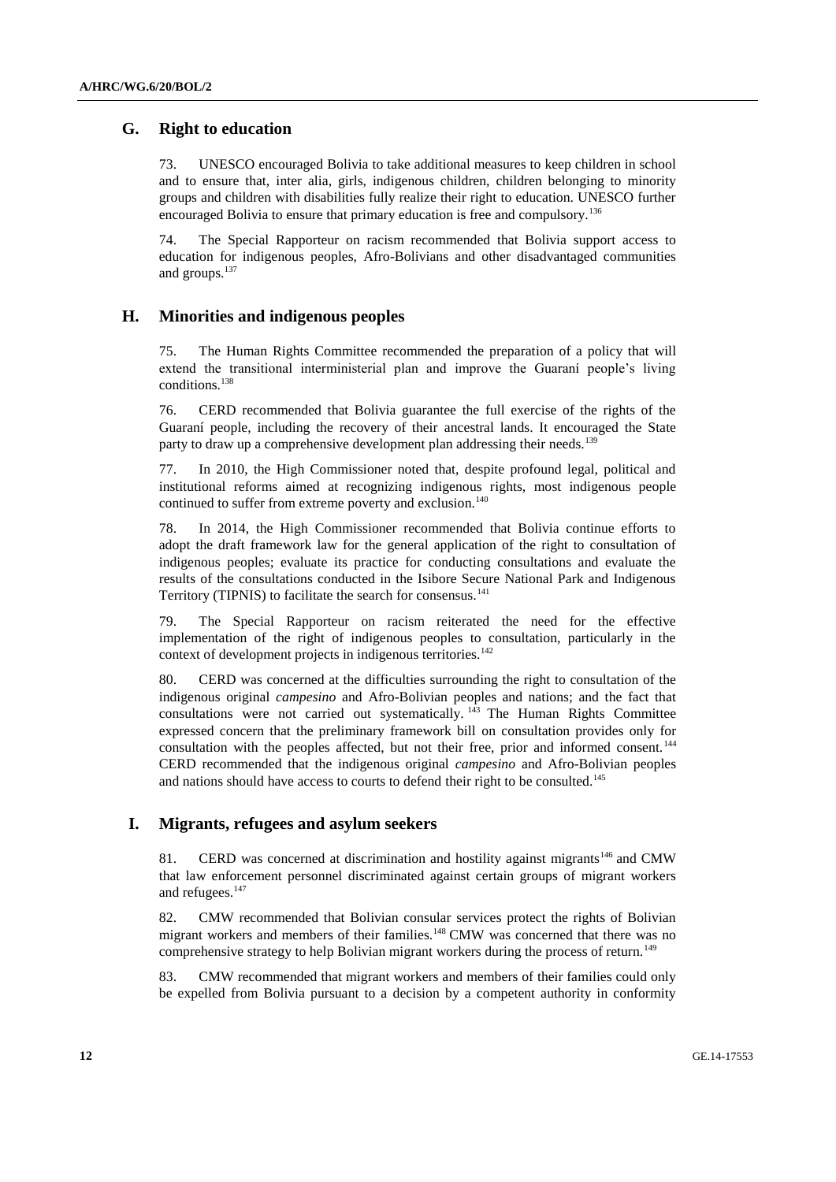## G. Right to education

73. UNESCO encouraged Bolivia to take additional measures to keep children in school and to ensure that, inter alia, girls, indigenous children, children belonging to minority groups and children with disabilities fully realize their right to education. UNESCO further encouraged Bolivia to ensure that primary education is free and compulsory.[136]

74. The Special Rapporteur on racism recommended that Bolivia support access to education for indigenous peoples, Afro-Bolivians and other disadvantaged communities and groups.[137]

## H. Minorities and indigenous peoples

75. The Human Rights Committee recommended the preparation of a policy that will extend the transitional interministerial plan and improve the Guaraní people's living conditions.[138]

76. CERD recommended that Bolivia guarantee the full exercise of the rights of the Guaraní people, including the recovery of their ancestral lands. It encouraged the State party to draw up a comprehensive development plan addressing their needs.[139]

77. In 2010, the High Commissioner noted that, despite profound legal, political and institutional reforms aimed at recognizing indigenous rights, most indigenous people continued to suffer from extreme poverty and exclusion.[140]

78. In 2014, the High Commissioner recommended that Bolivia continue efforts to adopt the draft framework law for the general application of the right to consultation of indigenous peoples; evaluate its practice for conducting consultations and evaluate the results of the consultations conducted in the Isibore Secure National Park and Indigenous Territory (TIPNIS) to facilitate the search for consensus.[141]

79. The Special Rapporteur on racism reiterated the need for the effective implementation of the right of indigenous peoples to consultation, particularly in the context of development projects in indigenous territories.[142]

80. CERD was concerned at the difficulties surrounding the right to consultation of the indigenous original *campesino* and Afro-Bolivian peoples and nations; and the fact that consultations were not carried out systematically.[143] The Human Rights Committee expressed concern that the preliminary framework bill on consultation provides only for consultation with the peoples affected, but not their free, prior and informed consent.[144] CERD recommended that the indigenous original *campesino* and Afro-Bolivian peoples and nations should have access to courts to defend their right to be consulted.[145]

## I. Migrants, refugees and asylum seekers

81. CERD was concerned at discrimination and hostility against migrants[146] and CMW that law enforcement personnel discriminated against certain groups of migrant workers and refugees.[147]

82. CMW recommended that Bolivian consular services protect the rights of Bolivian migrant workers and members of their families.[148] CMW was concerned that there was no comprehensive strategy to help Bolivian migrant workers during the process of return.[149]

83. CMW recommended that migrant workers and members of their families could only be expelled from Bolivia pursuant to a decision by a competent authority in conformity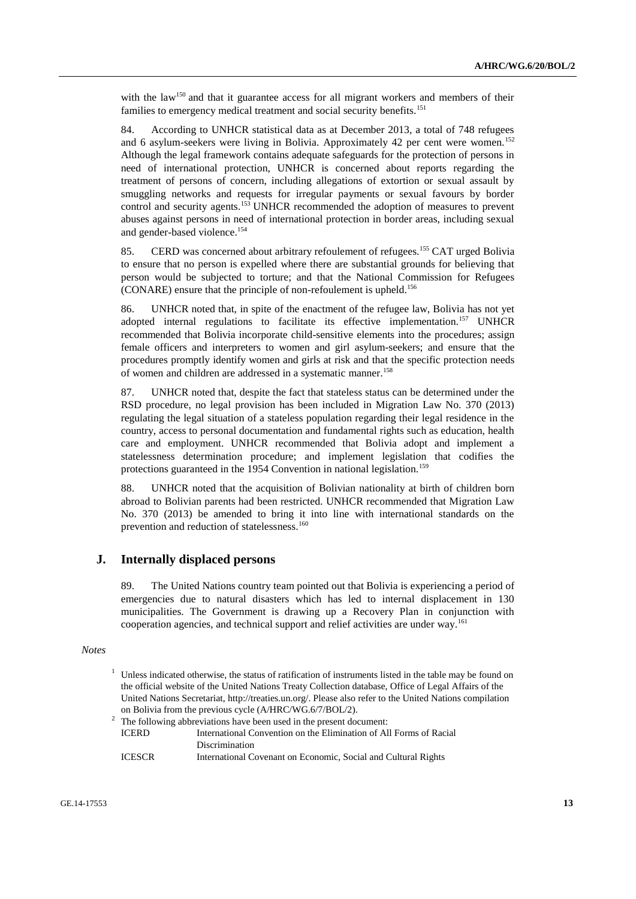with the law[150] and that it guarantee access for all migrant workers and members of their families to emergency medical treatment and social security benefits.[151]

84. According to UNHCR statistical data as at December 2013, a total of 748 refugees and 6 asylum-seekers were living in Bolivia. Approximately 42 per cent were women.[152] Although the legal framework contains adequate safeguards for the protection of persons in need of international protection, UNHCR is concerned about reports regarding the treatment of persons of concern, including allegations of extortion or sexual assault by smuggling networks and requests for irregular payments or sexual favours by border control and security agents.[153] UNHCR recommended the adoption of measures to prevent abuses against persons in need of international protection in border areas, including sexual and gender-based violence.[154]

85. CERD was concerned about arbitrary refoulement of refugees.[155] CAT urged Bolivia to ensure that no person is expelled where there are substantial grounds for believing that person would be subjected to torture; and that the National Commission for Refugees (CONARE) ensure that the principle of non-refoulement is upheld.[156]

86. UNHCR noted that, in spite of the enactment of the refugee law, Bolivia has not yet adopted internal regulations to facilitate its effective implementation.[157] UNHCR recommended that Bolivia incorporate child-sensitive elements into the procedures; assign female officers and interpreters to women and girl asylum-seekers; and ensure that the procedures promptly identify women and girls at risk and that the specific protection needs of women and children are addressed in a systematic manner.[158]

87. UNHCR noted that, despite the fact that stateless status can be determined under the RSD procedure, no legal provision has been included in Migration Law No. 370 (2013) regulating the legal situation of a stateless population regarding their legal residence in the country, access to personal documentation and fundamental rights such as education, health care and employment. UNHCR recommended that Bolivia adopt and implement a statelessness determination procedure; and implement legislation that codifies the protections guaranteed in the 1954 Convention in national legislation.[159]

88. UNHCR noted that the acquisition of Bolivian nationality at birth of children born abroad to Bolivian parents had been restricted. UNHCR recommended that Migration Law No. 370 (2013) be amended to bring it into line with international standards on the prevention and reduction of statelessness.[160]

## J. Internally displaced persons

89. The United Nations country team pointed out that Bolivia is experiencing a period of emergencies due to natural disasters which has led to internal displacement in 130 municipalities. The Government is drawing up a Recovery Plan in conjunction with cooperation agencies, and technical support and relief activities are under way.[161]

*Notes*

[1] Unless indicated otherwise, the status of ratification of instruments listed in the table may be found on the official website of the United Nations Treaty Collection database, Office of Legal Affairs of the United Nations Secretariat, http://treaties.un.org/. Please also refer to the United Nations compilation on Bolivia from the previous cycle (A/HRC/WG.6/7/BOL/2).

[2] The following abbreviations have been used in the present document:

| | |
|---|---|
| ICERD | International Convention on the Elimination of All Forms of Racial Discrimination |
| ICESCR | International Covenant on Economic, Social and Cultural Rights |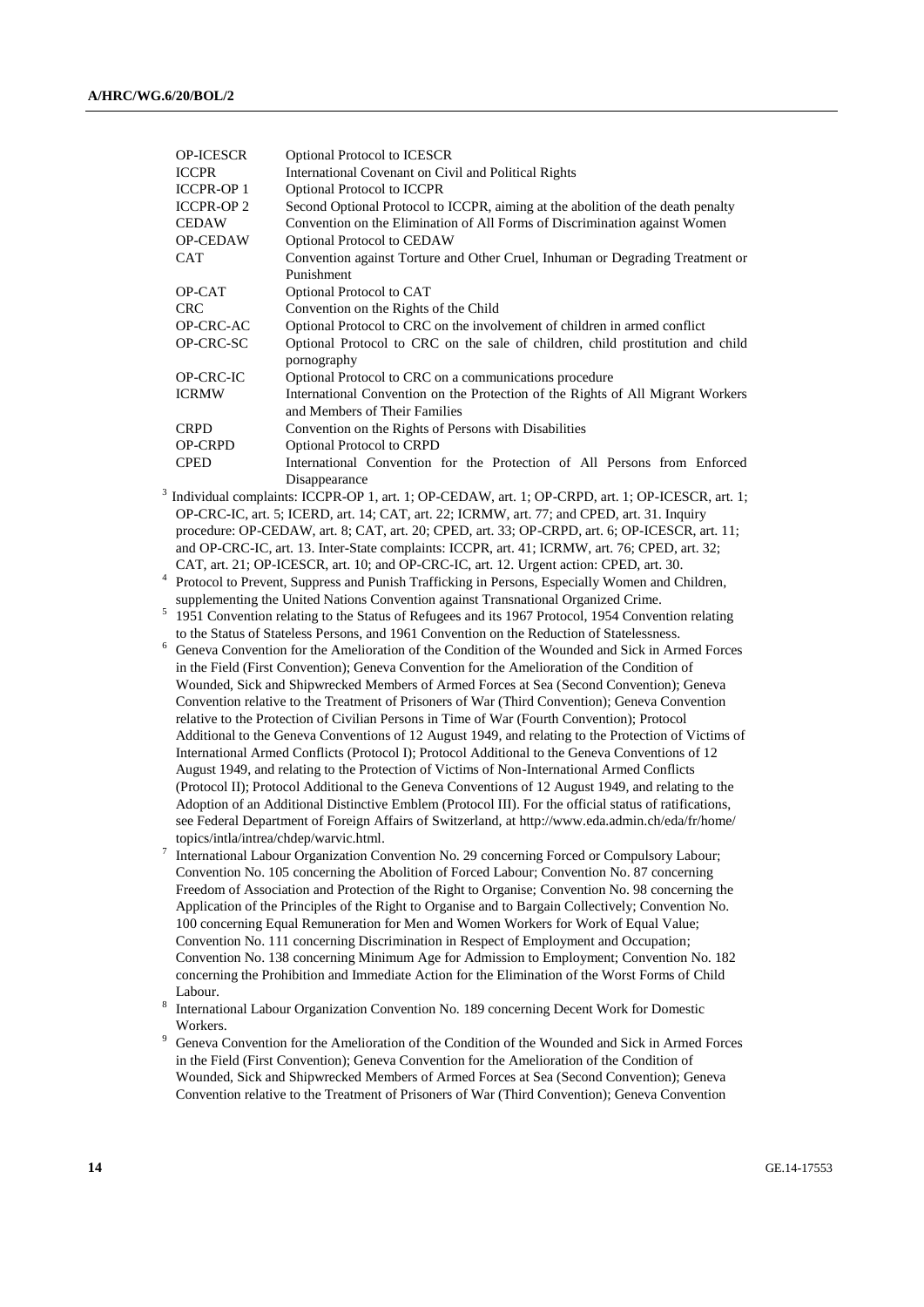| | |
|---|---|
| OP-ICESCR | Optional Protocol to ICESCR |
| ICCPR | International Covenant on Civil and Political Rights |
| ICCPR-OP 1 | Optional Protocol to ICCPR |
| ICCPR-OP 2 | Second Optional Protocol to ICCPR, aiming at the abolition of the death penalty |
| CEDAW | Convention on the Elimination of All Forms of Discrimination against Women |
| OP-CEDAW | Optional Protocol to CEDAW |
| CAT | Convention against Torture and Other Cruel, Inhuman or Degrading Treatment or Punishment |
| OP-CAT | Optional Protocol to CAT |
| CRC | Convention on the Rights of the Child |
| OP-CRC-AC | Optional Protocol to CRC on the involvement of children in armed conflict |
| OP-CRC-SC | Optional Protocol to CRC on the sale of children, child prostitution and child pornography |
| OP-CRC-IC | Optional Protocol to CRC on a communications procedure |
| ICRMW | International Convention on the Protection of the Rights of All Migrant Workers and Members of Their Families |
| CRPD | Convention on the Rights of Persons with Disabilities |
| OP-CRPD | Optional Protocol to CRPD |
| CPED | International Convention for the Protection of All Persons from Enforced Disappearance |

[3] Individual complaints: ICCPR-OP 1, art. 1; OP-CEDAW, art. 1; OP-CRPD, art. 1; OP-ICESCR, art. 1; OP-CRC-IC, art. 5; ICERD, art. 14; CAT, art. 22; ICRMW, art. 77; and CPED, art. 31. Inquiry procedure: OP-CEDAW, art. 8; CAT, art. 20; CPED, art. 33; OP-CRPD, art. 6; OP-ICESCR, art. 11; and OP-CRC-IC, art. 13. Inter-State complaints: ICCPR, art. 41; ICRMW, art. 76; CPED, art. 32; CAT, art. 21; OP-ICESCR, art. 10; and OP-CRC-IC, art. 12. Urgent action: CPED, art. 30.

[4] Protocol to Prevent, Suppress and Punish Trafficking in Persons, Especially Women and Children, supplementing the United Nations Convention against Transnational Organized Crime.

[5] 1951 Convention relating to the Status of Refugees and its 1967 Protocol, 1954 Convention relating to the Status of Stateless Persons, and 1961 Convention on the Reduction of Statelessness.

[6] Geneva Convention for the Amelioration of the Condition of the Wounded and Sick in Armed Forces in the Field (First Convention); Geneva Convention for the Amelioration of the Condition of Wounded, Sick and Shipwrecked Members of Armed Forces at Sea (Second Convention); Geneva Convention relative to the Treatment of Prisoners of War (Third Convention); Geneva Convention relative to the Protection of Civilian Persons in Time of War (Fourth Convention); Protocol Additional to the Geneva Conventions of 12 August 1949, and relating to the Protection of Victims of International Armed Conflicts (Protocol I); Protocol Additional to the Geneva Conventions of 12 August 1949, and relating to the Protection of Victims of Non-International Armed Conflicts (Protocol II); Protocol Additional to the Geneva Conventions of 12 August 1949, and relating to the Adoption of an Additional Distinctive Emblem (Protocol III). For the official status of ratifications, see Federal Department of Foreign Affairs of Switzerland, at http://www.eda.admin.ch/eda/fr/home/topics/intla/intrea/chdep/warvic.html.

[7] International Labour Organization Convention No. 29 concerning Forced or Compulsory Labour; Convention No. 105 concerning the Abolition of Forced Labour; Convention No. 87 concerning Freedom of Association and Protection of the Right to Organise; Convention No. 98 concerning the Application of the Principles of the Right to Organise and to Bargain Collectively; Convention No. 100 concerning Equal Remuneration for Men and Women Workers for Work of Equal Value; Convention No. 111 concerning Discrimination in Respect of Employment and Occupation; Convention No. 138 concerning Minimum Age for Admission to Employment; Convention No. 182 concerning the Prohibition and Immediate Action for the Elimination of the Worst Forms of Child Labour.

[8] International Labour Organization Convention No. 189 concerning Decent Work for Domestic Workers.

[9] Geneva Convention for the Amelioration of the Condition of the Wounded and Sick in Armed Forces in the Field (First Convention); Geneva Convention for the Amelioration of the Condition of Wounded, Sick and Shipwrecked Members of Armed Forces at Sea (Second Convention); Geneva Convention relative to the Treatment of Prisoners of War (Third Convention); Geneva Convention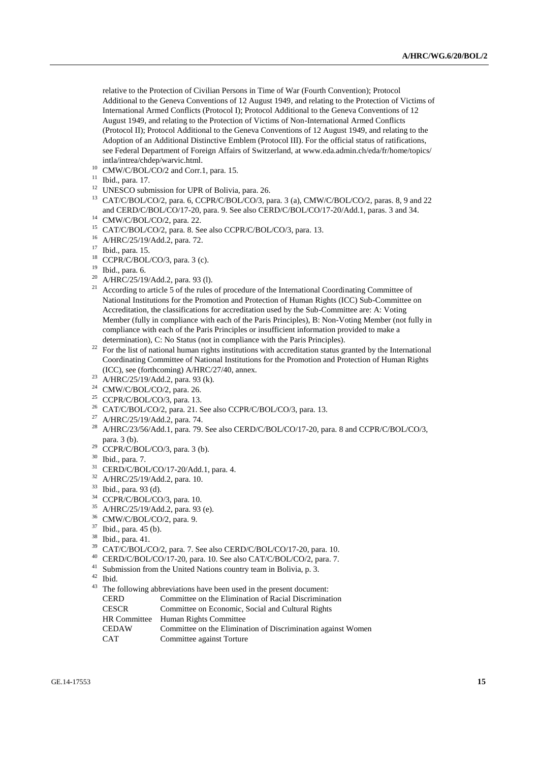relative to the Protection of Civilian Persons in Time of War (Fourth Convention); Protocol Additional to the Geneva Conventions of 12 August 1949, and relating to the Protection of Victims of International Armed Conflicts (Protocol I); Protocol Additional to the Geneva Conventions of 12 August 1949, and relating to the Protection of Victims of Non-International Armed Conflicts (Protocol II); Protocol Additional to the Geneva Conventions of 12 August 1949, and relating to the Adoption of an Additional Distinctive Emblem (Protocol III). For the official status of ratifications, see Federal Department of Foreign Affairs of Switzerland, at www.eda.admin.ch/eda/fr/home/topics/intla/intrea/chdep/warvic.html.

[10] CMW/C/BOL/CO/2 and Corr.1, para. 15.

[11] Ibid., para. 17.

[12] UNESCO submission for UPR of Bolivia, para. 26.

[13] CAT/C/BOL/CO/2, para. 6, CCPR/C/BOL/CO/3, para. 3 (a), CMW/C/BOL/CO/2, paras. 8, 9 and 22 and CERD/C/BOL/CO/17-20, para. 9. See also CERD/C/BOL/CO/17-20/Add.1, paras. 3 and 34.

[14] CMW/C/BOL/CO/2, para. 22.

[15] CAT/C/BOL/CO/2, para. 8. See also CCPR/C/BOL/CO/3, para. 13.

[16] A/HRC/25/19/Add.2, para. 72.

[17] Ibid., para. 15.

[18] CCPR/C/BOL/CO/3, para. 3 (c).

[19] Ibid., para. 6.

[20] A/HRC/25/19/Add.2, para. 93 (l).

[21] According to article 5 of the rules of procedure of the International Coordinating Committee of National Institutions for the Promotion and Protection of Human Rights (ICC) Sub-Committee on Accreditation, the classifications for accreditation used by the Sub-Committee are: A: Voting Member (fully in compliance with each of the Paris Principles), B: Non-Voting Member (not fully in compliance with each of the Paris Principles or insufficient information provided to make a determination), C: No Status (not in compliance with the Paris Principles).

[22] For the list of national human rights institutions with accreditation status granted by the International Coordinating Committee of National Institutions for the Promotion and Protection of Human Rights (ICC), see (forthcoming) A/HRC/27/40, annex.

[23] A/HRC/25/19/Add.2, para. 93 (k).

[24] CMW/C/BOL/CO/2, para. 26.

[25] CCPR/C/BOL/CO/3, para. 13.

[26] CAT/C/BOL/CO/2, para. 21. See also CCPR/C/BOL/CO/3, para. 13.

[27] A/HRC/25/19/Add.2, para. 74.

[28] A/HRC/23/56/Add.1, para. 79. See also CERD/C/BOL/CO/17-20, para. 8 and CCPR/C/BOL/CO/3, para. 3 (b).

[29] CCPR/C/BOL/CO/3, para. 3 (b).

[30] Ibid., para. 7.

[31] CERD/C/BOL/CO/17-20/Add.1, para. 4.

[32] A/HRC/25/19/Add.2, para. 10.

[33] Ibid., para. 93 (d).

[34] CCPR/C/BOL/CO/3, para. 10.

[35] A/HRC/25/19/Add.2, para. 93 (e).

[36] CMW/C/BOL/CO/2, para. 9.

[37] Ibid., para. 45 (b).

[38] Ibid., para. 41.

[39] CAT/C/BOL/CO/2, para. 7. See also CERD/C/BOL/CO/17-20, para. 10.

[40] CERD/C/BOL/CO/17-20, para. 10. See also CAT/C/BOL/CO/2, para. 7.

[41] Submission from the United Nations country team in Bolivia, p. 3.

[42] Ibid.

[43] The following abbreviations have been used in the present document:

| | |
|---|---|
| CERD | Committee on the Elimination of Racial Discrimination |
| CESCR | Committee on Economic, Social and Cultural Rights |
| HR Committee | Human Rights Committee |
| CEDAW | Committee on the Elimination of Discrimination against Women |
| CAT | Committee against Torture |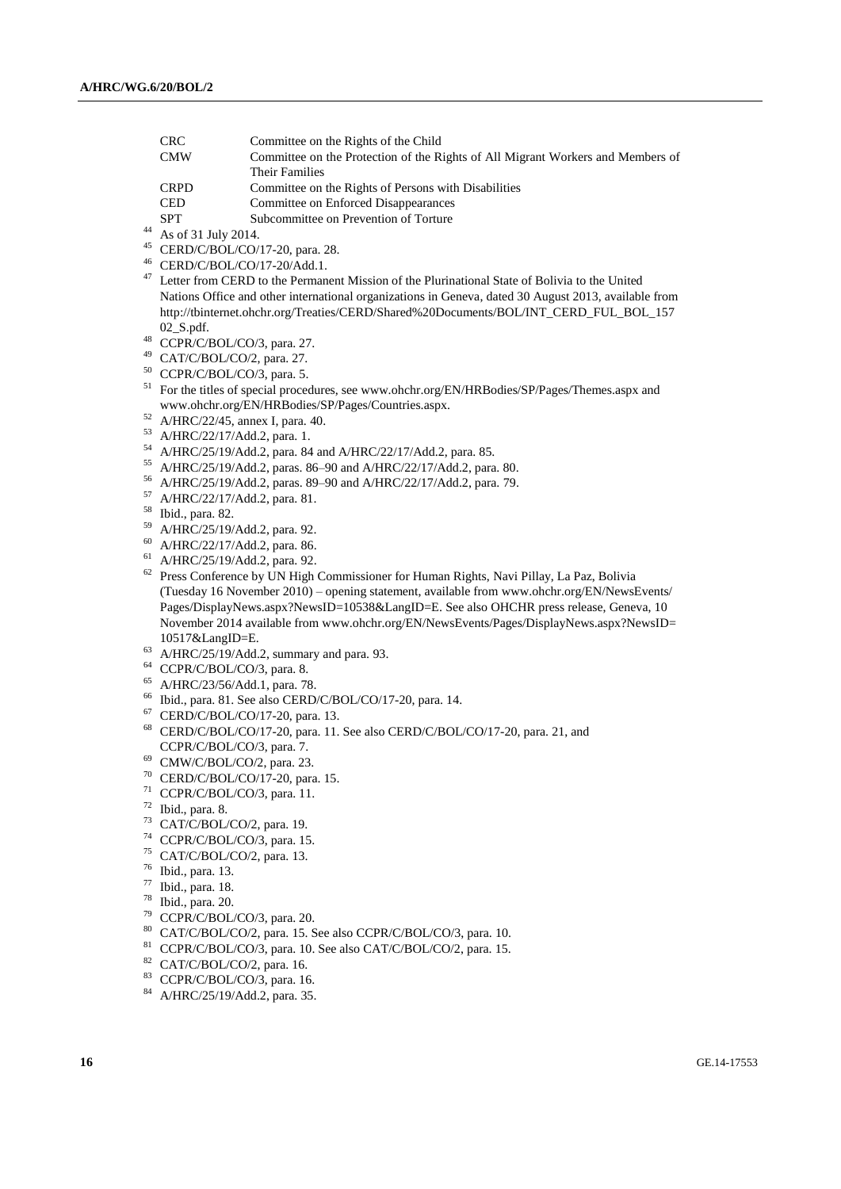| | |
|---|---|
| CRC | Committee on the Rights of the Child |
| CMW | Committee on the Protection of the Rights of All Migrant Workers and Members of Their Families |
| CRPD | Committee on the Rights of Persons with Disabilities |
| CED | Committee on Enforced Disappearances |
| SPT | Subcommittee on Prevention of Torture |

[44] As of 31 July 2014.

[45] CERD/C/BOL/CO/17-20, para. 28.

[46] CERD/C/BOL/CO/17-20/Add.1.

[47] Letter from CERD to the Permanent Mission of the Plurinational State of Bolivia to the United Nations Office and other international organizations in Geneva, dated 30 August 2013, available from http://tbinternet.ohchr.org/Treaties/CERD/Shared%20Documents/BOL/INT_CERD_FUL_BOL_15702_S.pdf.

[48] CCPR/C/BOL/CO/3, para. 27.

[49] CAT/C/BOL/CO/2, para. 27.

[50] CCPR/C/BOL/CO/3, para. 5.

[51] For the titles of special procedures, see www.ohchr.org/EN/HRBodies/SP/Pages/Themes.aspx and www.ohchr.org/EN/HRBodies/SP/Pages/Countries.aspx.

[52] A/HRC/22/45, annex I, para. 40.

[53] A/HRC/22/17/Add.2, para. 1.

[54] A/HRC/25/19/Add.2, para. 84 and A/HRC/22/17/Add.2, para. 85.

[55] A/HRC/25/19/Add.2, paras. 86–90 and A/HRC/22/17/Add.2, para. 80.

[56] A/HRC/25/19/Add.2, paras. 89–90 and A/HRC/22/17/Add.2, para. 79.

[57] A/HRC/22/17/Add.2, para. 81.

[58] Ibid., para. 82.

[59] A/HRC/25/19/Add.2, para. 92.

[60] A/HRC/22/17/Add.2, para. 86.

[61] A/HRC/25/19/Add.2, para. 92.

[62] Press Conference by UN High Commissioner for Human Rights, Navi Pillay, La Paz, Bolivia (Tuesday 16 November 2010) – opening statement, available from www.ohchr.org/EN/NewsEvents/Pages/DisplayNews.aspx?NewsID=10538&LangID=E. See also OHCHR press release, Geneva, 10 November 2014 available from www.ohchr.org/EN/NewsEvents/Pages/DisplayNews.aspx?NewsID=10517&LangID=E.

[63] A/HRC/25/19/Add.2, summary and para. 93.

[64] CCPR/C/BOL/CO/3, para. 8.

[65] A/HRC/23/56/Add.1, para. 78.

[66] Ibid., para. 81. See also CERD/C/BOL/CO/17-20, para. 14.

[67] CERD/C/BOL/CO/17-20, para. 13.

[68] CERD/C/BOL/CO/17-20, para. 11. See also CERD/C/BOL/CO/17-20, para. 21, and CCPR/C/BOL/CO/3, para. 7.

[69] CMW/C/BOL/CO/2, para. 23.

[70] CERD/C/BOL/CO/17-20, para. 15.

[71] CCPR/C/BOL/CO/3, para. 11.

[72] Ibid., para. 8.

[73] CAT/C/BOL/CO/2, para. 19.

[74] CCPR/C/BOL/CO/3, para. 15.

[75] CAT/C/BOL/CO/2, para. 13.

[76] Ibid., para. 13.

[77] Ibid., para. 18.

[78] Ibid., para. 20.

[79] CCPR/C/BOL/CO/3, para. 20.

[80] CAT/C/BOL/CO/2, para. 15. See also CCPR/C/BOL/CO/3, para. 10.

[81] CCPR/C/BOL/CO/3, para. 10. See also CAT/C/BOL/CO/2, para. 15.

[82] CAT/C/BOL/CO/2, para. 16.

[83] CCPR/C/BOL/CO/3, para. 16.

[84] A/HRC/25/19/Add.2, para. 35.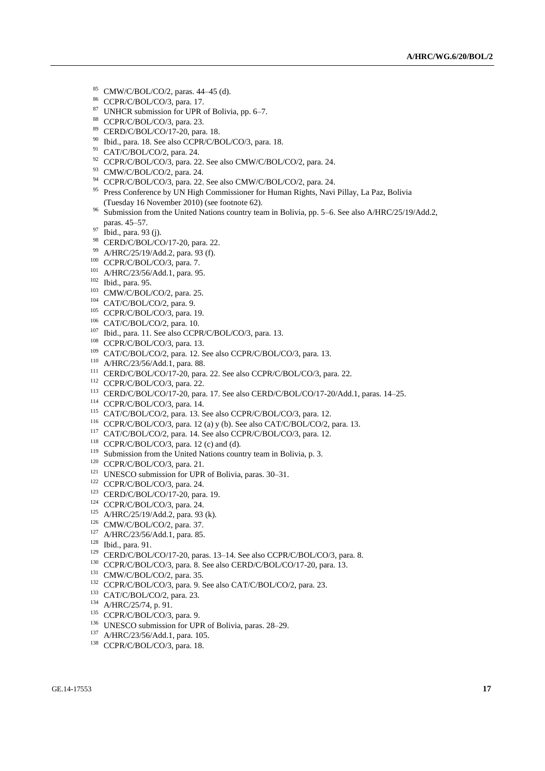[85] CMW/C/BOL/CO/2, paras. 44–45 (d).
[86] CCPR/C/BOL/CO/3, para. 17.
[87] UNHCR submission for UPR of Bolivia, pp. 6–7.
[88] CCPR/C/BOL/CO/3, para. 23.
[89] CERD/C/BOL/CO/17-20, para. 18.
[90] Ibid., para. 18. See also CCPR/C/BOL/CO/3, para. 18.
[91] CAT/C/BOL/CO/2, para. 24.
[92] CCPR/C/BOL/CO/3, para. 22. See also CMW/C/BOL/CO/2, para. 24.
[93] CMW/C/BOL/CO/2, para. 24.
[94] CCPR/C/BOL/CO/3, para. 22. See also CMW/C/BOL/CO/2, para. 24.
[95] Press Conference by UN High Commissioner for Human Rights, Navi Pillay, La Paz, Bolivia (Tuesday 16 November 2010) (see footnote 62).
[96] Submission from the United Nations country team in Bolivia, pp. 5–6. See also A/HRC/25/19/Add.2, paras. 45–57.
[97] Ibid., para. 93 (j).
[98] CERD/C/BOL/CO/17-20, para. 22.
[99] A/HRC/25/19/Add.2, para. 93 (f).
[100] CCPR/C/BOL/CO/3, para. 7.
[101] A/HRC/23/56/Add.1, para. 95.
[102] Ibid., para. 95.
[103] CMW/C/BOL/CO/2, para. 25.
[104] CAT/C/BOL/CO/2, para. 9.
[105] CCPR/C/BOL/CO/3, para. 19.
[106] CAT/C/BOL/CO/2, para. 10.
[107] Ibid., para. 11. See also CCPR/C/BOL/CO/3, para. 13.
[108] CCPR/C/BOL/CO/3, para. 13.
[109] CAT/C/BOL/CO/2, para. 12. See also CCPR/C/BOL/CO/3, para. 13.
[110] A/HRC/23/56/Add.1, para. 88.
[111] CERD/C/BOL/CO/17-20, para. 22. See also CCPR/C/BOL/CO/3, para. 22.
[112] CCPR/C/BOL/CO/3, para. 22.
[113] CERD/C/BOL/CO/17-20, para. 17. See also CERD/C/BOL/CO/17-20/Add.1, paras. 14–25.
[114] CCPR/C/BOL/CO/3, para. 14.
[115] CAT/C/BOL/CO/2, para. 13. See also CCPR/C/BOL/CO/3, para. 12.
[116] CCPR/C/BOL/CO/3, para. 12 (a) y (b). See also CAT/C/BOL/CO/2, para. 13.
[117] CAT/C/BOL/CO/2, para. 14. See also CCPR/C/BOL/CO/3, para. 12.
[118] CCPR/C/BOL/CO/3, para. 12 (c) and (d).
[119] Submission from the United Nations country team in Bolivia, p. 3.
[120] CCPR/C/BOL/CO/3, para. 21.
[121] UNESCO submission for UPR of Bolivia, paras. 30–31.
[122] CCPR/C/BOL/CO/3, para. 24.
[123] CERD/C/BOL/CO/17-20, para. 19.
[124] CCPR/C/BOL/CO/3, para. 24.
[125] A/HRC/25/19/Add.2, para. 93 (k).
[126] CMW/C/BOL/CO/2, para. 37.
[127] A/HRC/23/56/Add.1, para. 85.
[128] Ibid., para. 91.
[129] CERD/C/BOL/CO/17-20, paras. 13–14. See also CCPR/C/BOL/CO/3, para. 8.
[130] CCPR/C/BOL/CO/3, para. 8. See also CERD/C/BOL/CO/17-20, para. 13.
[131] CMW/C/BOL/CO/2, para. 35.
[132] CCPR/C/BOL/CO/3, para. 9. See also CAT/C/BOL/CO/2, para. 23.
[133] CAT/C/BOL/CO/2, para. 23.
[134] A/HRC/25/74, p. 91.
[135] CCPR/C/BOL/CO/3, para. 9.
[136] UNESCO submission for UPR of Bolivia, paras. 28–29.
[137] A/HRC/23/56/Add.1, para. 105.
[138] CCPR/C/BOL/CO/3, para. 18.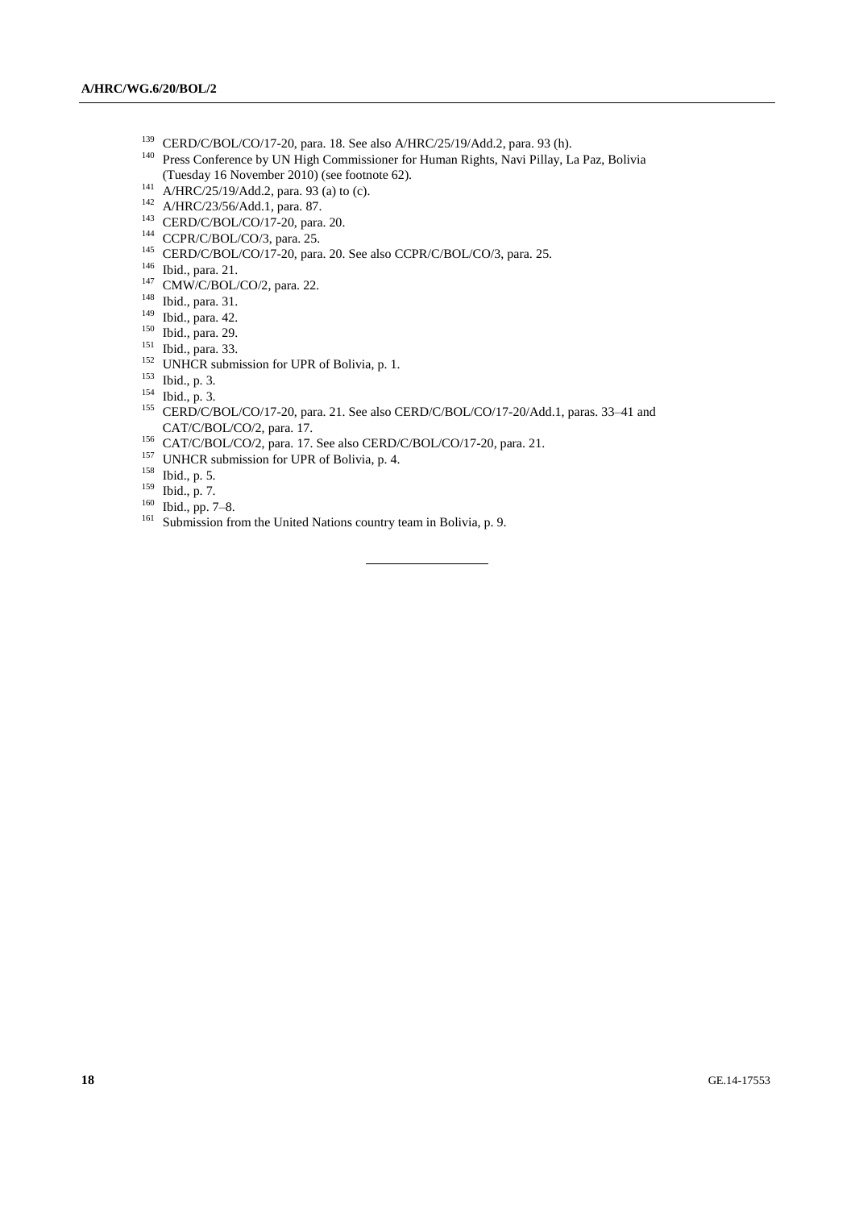[139] CERD/C/BOL/CO/17-20, para. 18. See also A/HRC/25/19/Add.2, para. 93 (h).

[140] Press Conference by UN High Commissioner for Human Rights, Navi Pillay, La Paz, Bolivia (Tuesday 16 November 2010) (see footnote 62).

[141] A/HRC/25/19/Add.2, para. 93 (a) to (c).

[142] A/HRC/23/56/Add.1, para. 87.

[143] CERD/C/BOL/CO/17-20, para. 20.

[144] CCPR/C/BOL/CO/3, para. 25.

[145] CERD/C/BOL/CO/17-20, para. 20. See also CCPR/C/BOL/CO/3, para. 25.

[146] Ibid., para. 21.

[147] CMW/C/BOL/CO/2, para. 22.

[148] Ibid., para. 31.

[149] Ibid., para. 42.

[150] Ibid., para. 29.

[151] Ibid., para. 33.

[152] UNHCR submission for UPR of Bolivia, p. 1.

[153] Ibid., p. 3.

[154] Ibid., p. 3.

[155] CERD/C/BOL/CO/17-20, para. 21. See also CERD/C/BOL/CO/17-20/Add.1, paras. 33–41 and CAT/C/BOL/CO/2, para. 17.

[156] CAT/C/BOL/CO/2, para. 17. See also CERD/C/BOL/CO/17-20, para. 21.

[157] UNHCR submission for UPR of Bolivia, p. 4.

[158] Ibid., p. 5.

[159] Ibid., p. 7.

[160] Ibid., pp. 7–8.

[161] Submission from the United Nations country team in Bolivia, p. 9.